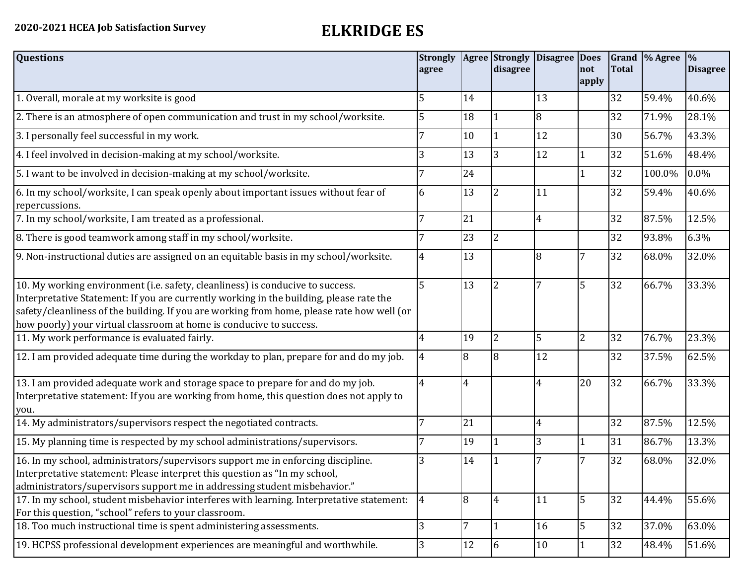**2020-2021 HCEA Job Satisfaction Survey**

# ELKRIDGE ES

| Questions | Strongly agree | Agree | Strongly disagree | Disagree | Does not apply | Grand Total | % Agree | % Disagree |
|---|---|---|---|---|---|---|---|---|
| 1. Overall, morale at my worksite is good | 5 | 14 | | 13 | | 32 | 59.4% | 40.6% |
| 2. There is an atmosphere of open communication and trust in my school/worksite. | 5 | 18 | 1 | 8 | | 32 | 71.9% | 28.1% |
| 3. I personally feel successful in my work. | 7 | 10 | 1 | 12 | | 30 | 56.7% | 43.3% |
| 4. I feel involved in decision-making at my school/worksite. | 3 | 13 | 3 | 12 | 1 | 32 | 51.6% | 48.4% |
| 5. I want to be involved in decision-making at my school/worksite. | 7 | 24 | | | 1 | 32 | 100.0% | 0.0% |
| 6. In my school/worksite, I can speak openly about important issues without fear of repercussions. | 6 | 13 | 2 | 11 | | 32 | 59.4% | 40.6% |
| 7. In my school/worksite, I am treated as a professional. | 7 | 21 | | 4 | | 32 | 87.5% | 12.5% |
| 8. There is good teamwork among staff in my school/worksite. | 7 | 23 | 2 | | | 32 | 93.8% | 6.3% |
| 9. Non-instructional duties are assigned on an equitable basis in my school/worksite. | 4 | 13 | | 8 | 7 | 32 | 68.0% | 32.0% |
| 10. My working environment (i.e. safety, cleanliness) is conducive to success. Interpretative Statement: If you are currently working in the building, please rate the safety/cleanliness of the building. If you are working from home, please rate how well (or how poorly) your virtual classroom at home is conducive to success. | 5 | 13 | 2 | 7 | 5 | 32 | 66.7% | 33.3% |
| 11. My work performance is evaluated fairly. | 4 | 19 | 2 | 5 | 2 | 32 | 76.7% | 23.3% |
| 12. I am provided adequate time during the workday to plan, prepare for and do my job. | 4 | 8 | 8 | 12 | | 32 | 37.5% | 62.5% |
| 13. I am provided adequate work and storage space to prepare for and do my job. Interpretative statement: If you are working from home, this question does not apply to you. | 4 | 4 | | 4 | 20 | 32 | 66.7% | 33.3% |
| 14. My administrators/supervisors respect the negotiated contracts. | 7 | 21 | | 4 | | 32 | 87.5% | 12.5% |
| 15. My planning time is respected by my school administrations/supervisors. | 7 | 19 | 1 | 3 | 1 | 31 | 86.7% | 13.3% |
| 16. In my school, administrators/supervisors support me in enforcing discipline. Interpretative statement: Please interpret this question as "In my school, administrators/supervisors support me in addressing student misbehavior." | 3 | 14 | 1 | 7 | 7 | 32 | 68.0% | 32.0% |
| 17. In my school, student misbehavior interferes with learning. Interpretative statement: For this question, "school" refers to your classroom. | 4 | 8 | 4 | 11 | 5 | 32 | 44.4% | 55.6% |
| 18. Too much instructional time is spent administering assessments. | 3 | 7 | 1 | 16 | 5 | 32 | 37.0% | 63.0% |
| 19. HCPSS professional development experiences are meaningful and worthwhile. | 3 | 12 | 6 | 10 | 1 | 32 | 48.4% | 51.6% |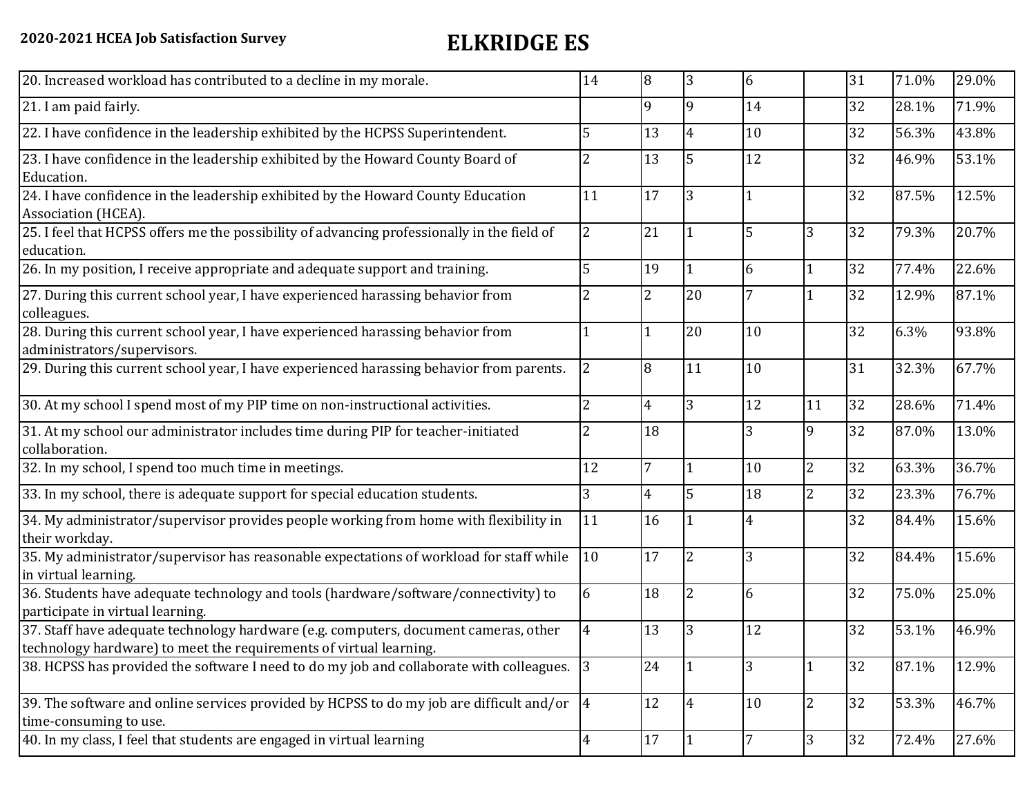2020-2021 HCEA Job Satisfaction Survey

# ELKRIDGE ES

| | | | | | | | | |
|---|---|---|---|---|---|---|---|---|
| 20. Increased workload has contributed to a decline in my morale. | 14 | 8 | 3 | 6 | | 31 | 71.0% | 29.0% |
| 21. I am paid fairly. | | 9 | 9 | 14 | | 32 | 28.1% | 71.9% |
| 22. I have confidence in the leadership exhibited by the HCPSS Superintendent. | 5 | 13 | 4 | 10 | | 32 | 56.3% | 43.8% |
| 23. I have confidence in the leadership exhibited by the Howard County Board of Education. | 2 | 13 | 5 | 12 | | 32 | 46.9% | 53.1% |
| 24. I have confidence in the leadership exhibited by the Howard County Education Association (HCEA). | 11 | 17 | 3 | 1 | | 32 | 87.5% | 12.5% |
| 25. I feel that HCPSS offers me the possibility of advancing professionally in the field of education. | 2 | 21 | 1 | 5 | 3 | 32 | 79.3% | 20.7% |
| 26. In my position, I receive appropriate and adequate support and training. | 5 | 19 | 1 | 6 | 1 | 32 | 77.4% | 22.6% |
| 27. During this current school year, I have experienced harassing behavior from colleagues. | 2 | 2 | 20 | 7 | 1 | 32 | 12.9% | 87.1% |
| 28. During this current school year, I have experienced harassing behavior from administrators/supervisors. | 1 | 1 | 20 | 10 | | 32 | 6.3% | 93.8% |
| 29. During this current school year, I have experienced harassing behavior from parents. | 2 | 8 | 11 | 10 | | 31 | 32.3% | 67.7% |
| 30. At my school I spend most of my PIP time on non-instructional activities. | 2 | 4 | 3 | 12 | 11 | 32 | 28.6% | 71.4% |
| 31. At my school our administrator includes time during PIP for teacher-initiated collaboration. | 2 | 18 | | 3 | 9 | 32 | 87.0% | 13.0% |
| 32. In my school, I spend too much time in meetings. | 12 | 7 | 1 | 10 | 2 | 32 | 63.3% | 36.7% |
| 33. In my school, there is adequate support for special education students. | 3 | 4 | 5 | 18 | 2 | 32 | 23.3% | 76.7% |
| 34. My administrator/supervisor provides people working from home with flexibility in their workday. | 11 | 16 | 1 | 4 | | 32 | 84.4% | 15.6% |
| 35. My administrator/supervisor has reasonable expectations of workload for staff while in virtual learning. | 10 | 17 | 2 | 3 | | 32 | 84.4% | 15.6% |
| 36. Students have adequate technology and tools (hardware/software/connectivity) to participate in virtual learning. | 6 | 18 | 2 | 6 | | 32 | 75.0% | 25.0% |
| 37. Staff have adequate technology hardware (e.g. computers, document cameras, other technology hardware) to meet the requirements of virtual learning. | 4 | 13 | 3 | 12 | | 32 | 53.1% | 46.9% |
| 38. HCPSS has provided the software I need to do my job and collaborate with colleagues. | 3 | 24 | 1 | 3 | 1 | 32 | 87.1% | 12.9% |
| 39. The software and online services provided by HCPSS to do my job are difficult and/or time-consuming to use. | 4 | 12 | 4 | 10 | 2 | 32 | 53.3% | 46.7% |
| 40. In my class, I feel that students are engaged in virtual learning | 4 | 17 | 1 | 7 | 3 | 32 | 72.4% | 27.6% |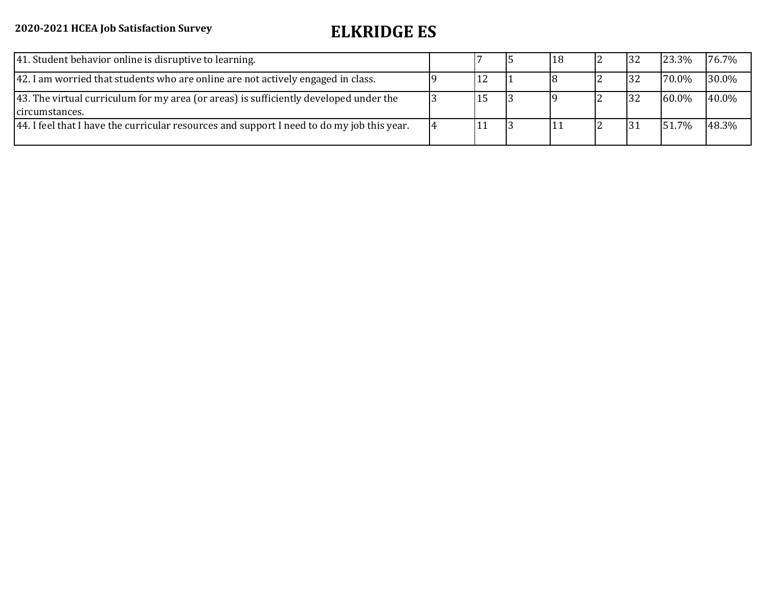2020-2021 HCEA Job Satisfaction Survey

# ELKRIDGE ES

| | | | | | | | | |
|---|---|---|---|---|---|---|---|---|
| 41. Student behavior online is disruptive to learning. | | 7 | 5 | 18 | 2 | 32 | 23.3% | 76.7% |
| 42. I am worried that students who are online are not actively engaged in class. | 9 | 12 | 1 | 8 | 2 | 32 | 70.0% | 30.0% |
| 43. The virtual curriculum for my area (or areas) is sufficiently developed under the circumstances. | 3 | 15 | 3 | 9 | 2 | 32 | 60.0% | 40.0% |
| 44. I feel that I have the curricular resources and support I need to do my job this year. | 4 | 11 | 3 | 11 | 2 | 31 | 51.7% | 48.3% |